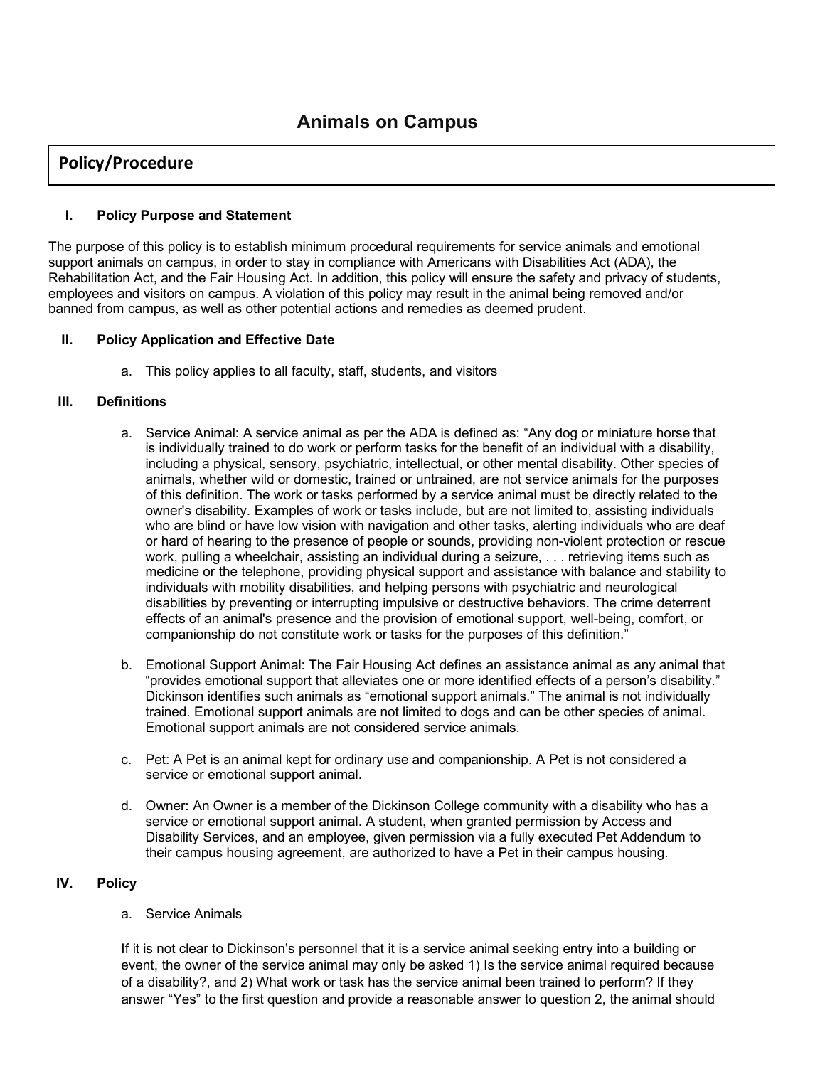# Animals on Campus

## Policy/Procedure

### I. Policy Purpose and Statement

The purpose of this policy is to establish minimum procedural requirements for service animals and emotional support animals on campus, in order to stay in compliance with Americans with Disabilities Act (ADA), the Rehabilitation Act, and the Fair Housing Act. In addition, this policy will ensure the safety and privacy of students, employees and visitors on campus. A violation of this policy may result in the animal being removed and/or banned from campus, as well as other potential actions and remedies as deemed prudent.

### II. Policy Application and Effective Date

a. This policy applies to all faculty, staff, students, and visitors

### III. Definitions

a. Service Animal: A service animal as per the ADA is defined as: "Any dog or miniature horse that is individually trained to do work or perform tasks for the benefit of an individual with a disability, including a physical, sensory, psychiatric, intellectual, or other mental disability. Other species of animals, whether wild or domestic, trained or untrained, are not service animals for the purposes of this definition. The work or tasks performed by a service animal must be directly related to the owner's disability. Examples of work or tasks include, but are not limited to, assisting individuals who are blind or have low vision with navigation and other tasks, alerting individuals who are deaf or hard of hearing to the presence of people or sounds, providing non-violent protection or rescue work, pulling a wheelchair, assisting an individual during a seizure, . . . retrieving items such as medicine or the telephone, providing physical support and assistance with balance and stability to individuals with mobility disabilities, and helping persons with psychiatric and neurological disabilities by preventing or interrupting impulsive or destructive behaviors. The crime deterrent effects of an animal's presence and the provision of emotional support, well-being, comfort, or companionship do not constitute work or tasks for the purposes of this definition."

b. Emotional Support Animal: The Fair Housing Act defines an assistance animal as any animal that "provides emotional support that alleviates one or more identified effects of a person's disability." Dickinson identifies such animals as "emotional support animals." The animal is not individually trained. Emotional support animals are not limited to dogs and can be other species of animal. Emotional support animals are not considered service animals.

c. Pet: A Pet is an animal kept for ordinary use and companionship. A Pet is not considered a service or emotional support animal.

d. Owner: An Owner is a member of the Dickinson College community with a disability who has a service or emotional support animal. A student, when granted permission by Access and Disability Services, and an employee, given permission via a fully executed Pet Addendum to their campus housing agreement, are authorized to have a Pet in their campus housing.

### IV. Policy

a. Service Animals

If it is not clear to Dickinson's personnel that it is a service animal seeking entry into a building or event, the owner of the service animal may only be asked 1) Is the service animal required because of a disability?, and 2) What work or task has the service animal been trained to perform? If they answer "Yes" to the first question and provide a reasonable answer to question 2, the animal should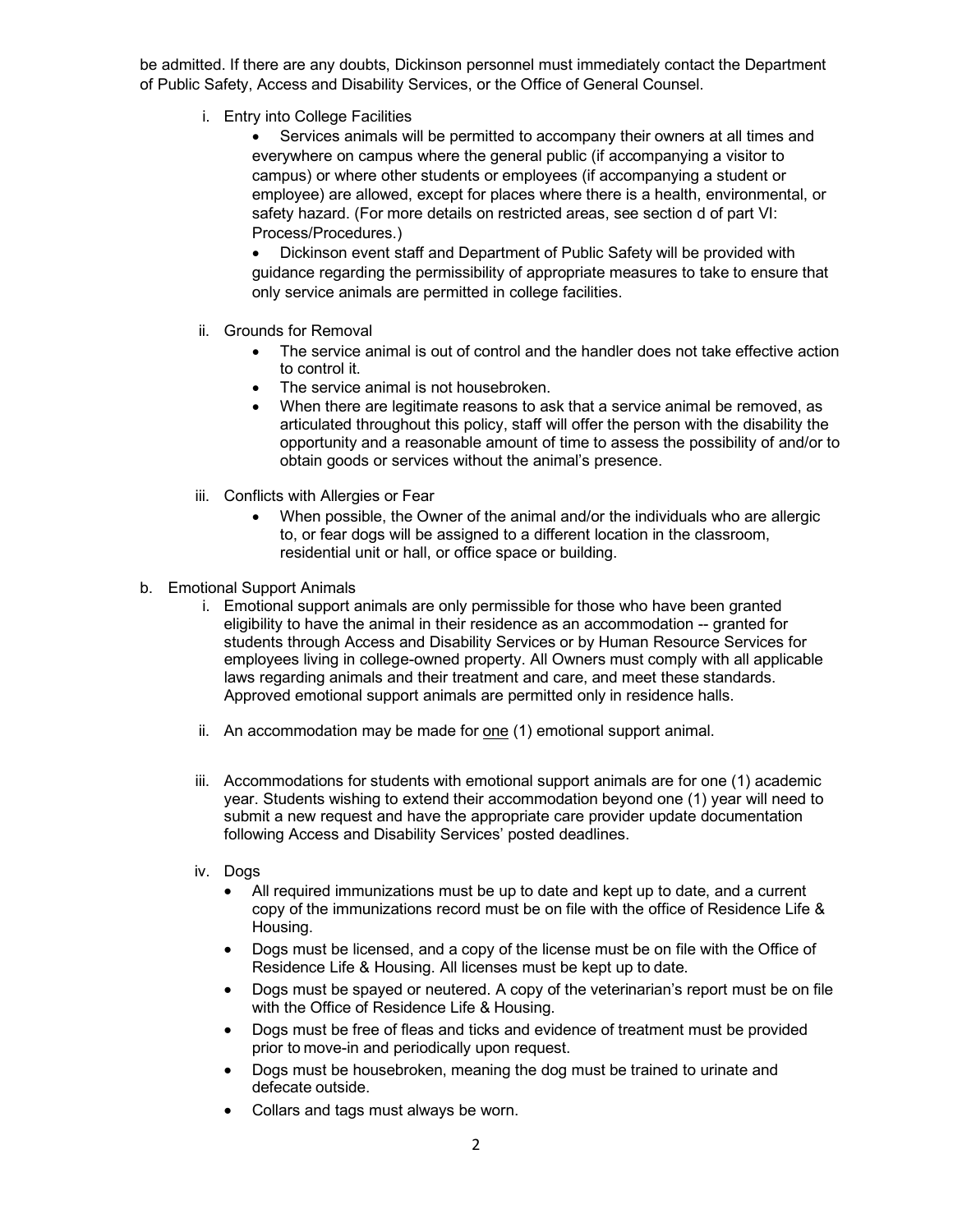be admitted. If there are any doubts, Dickinson personnel must immediately contact the Department of Public Safety, Access and Disability Services, or the Office of General Counsel.

i. Entry into College Facilities
   - Services animals will be permitted to accompany their owners at all times and everywhere on campus where the general public (if accompanying a visitor to campus) or where other students or employees (if accompanying a student or employee) are allowed, except for places where there is a health, environmental, or safety hazard. (For more details on restricted areas, see section d of part VI: Process/Procedures.)
   - Dickinson event staff and Department of Public Safety will be provided with guidance regarding the permissibility of appropriate measures to take to ensure that only service animals are permitted in college facilities.

ii. Grounds for Removal
   - The service animal is out of control and the handler does not take effective action to control it.
   - The service animal is not housebroken.
   - When there are legitimate reasons to ask that a service animal be removed, as articulated throughout this policy, staff will offer the person with the disability the opportunity and a reasonable amount of time to assess the possibility of and/or to obtain goods or services without the animal's presence.

iii. Conflicts with Allergies or Fear
   - When possible, the Owner of the animal and/or the individuals who are allergic to, or fear dogs will be assigned to a different location in the classroom, residential unit or hall, or office space or building.

b. Emotional Support Animals

i. Emotional support animals are only permissible for those who have been granted eligibility to have the animal in their residence as an accommodation -- granted for students through Access and Disability Services or by Human Resource Services for employees living in college-owned property. All Owners must comply with all applicable laws regarding animals and their treatment and care, and meet these standards. Approved emotional support animals are permitted only in residence halls.

ii. An accommodation may be made for <u>one</u> (1) emotional support animal.

iii. Accommodations for students with emotional support animals are for one (1) academic year. Students wishing to extend their accommodation beyond one (1) year will need to submit a new request and have the appropriate care provider update documentation following Access and Disability Services' posted deadlines.

iv. Dogs
   - All required immunizations must be up to date and kept up to date, and a current copy of the immunizations record must be on file with the office of Residence Life & Housing.
   - Dogs must be licensed, and a copy of the license must be on file with the Office of Residence Life & Housing. All licenses must be kept up to date.
   - Dogs must be spayed or neutered. A copy of the veterinarian's report must be on file with the Office of Residence Life & Housing.
   - Dogs must be free of fleas and ticks and evidence of treatment must be provided prior to move-in and periodically upon request.
   - Dogs must be housebroken, meaning the dog must be trained to urinate and defecate outside.
   - Collars and tags must always be worn.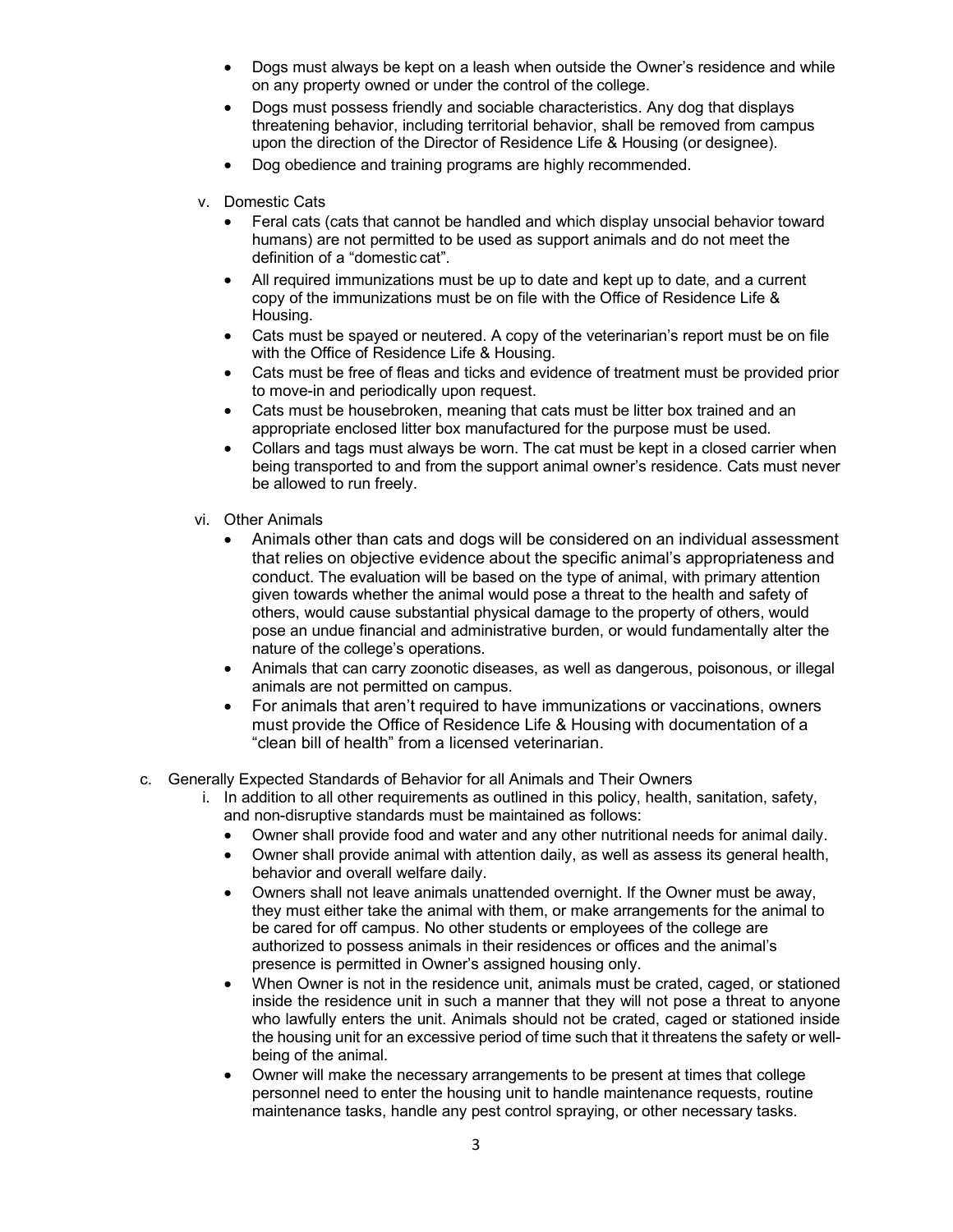- Dogs must always be kept on a leash when outside the Owner's residence and while on any property owned or under the control of the college.
- Dogs must possess friendly and sociable characteristics. Any dog that displays threatening behavior, including territorial behavior, shall be removed from campus upon the direction of the Director of Residence Life & Housing (or designee).
- Dog obedience and training programs are highly recommended.

v. Domestic Cats

- Feral cats (cats that cannot be handled and which display unsocial behavior toward humans) are not permitted to be used as support animals and do not meet the definition of a "domestic cat".
- All required immunizations must be up to date and kept up to date, and a current copy of the immunizations must be on file with the Office of Residence Life & Housing.
- Cats must be spayed or neutered. A copy of the veterinarian's report must be on file with the Office of Residence Life & Housing.
- Cats must be free of fleas and ticks and evidence of treatment must be provided prior to move-in and periodically upon request.
- Cats must be housebroken, meaning that cats must be litter box trained and an appropriate enclosed litter box manufactured for the purpose must be used.
- Collars and tags must always be worn. The cat must be kept in a closed carrier when being transported to and from the support animal owner's residence. Cats must never be allowed to run freely.

vi. Other Animals

- Animals other than cats and dogs will be considered on an individual assessment that relies on objective evidence about the specific animal's appropriateness and conduct. The evaluation will be based on the type of animal, with primary attention given towards whether the animal would pose a threat to the health and safety of others, would cause substantial physical damage to the property of others, would pose an undue financial and administrative burden, or would fundamentally alter the nature of the college's operations.
- Animals that can carry zoonotic diseases, as well as dangerous, poisonous, or illegal animals are not permitted on campus.
- For animals that aren't required to have immunizations or vaccinations, owners must provide the Office of Residence Life & Housing with documentation of a "clean bill of health" from a licensed veterinarian.

c. Generally Expected Standards of Behavior for all Animals and Their Owners

i. In addition to all other requirements as outlined in this policy, health, sanitation, safety, and non-disruptive standards must be maintained as follows:

- Owner shall provide food and water and any other nutritional needs for animal daily.
- Owner shall provide animal with attention daily, as well as assess its general health, behavior and overall welfare daily.
- Owners shall not leave animals unattended overnight. If the Owner must be away, they must either take the animal with them, or make arrangements for the animal to be cared for off campus. No other students or employees of the college are authorized to possess animals in their residences or offices and the animal's presence is permitted in Owner's assigned housing only.
- When Owner is not in the residence unit, animals must be crated, caged, or stationed inside the residence unit in such a manner that they will not pose a threat to anyone who lawfully enters the unit. Animals should not be crated, caged or stationed inside the housing unit for an excessive period of time such that it threatens the safety or well-being of the animal.
- Owner will make the necessary arrangements to be present at times that college personnel need to enter the housing unit to handle maintenance requests, routine maintenance tasks, handle any pest control spraying, or other necessary tasks.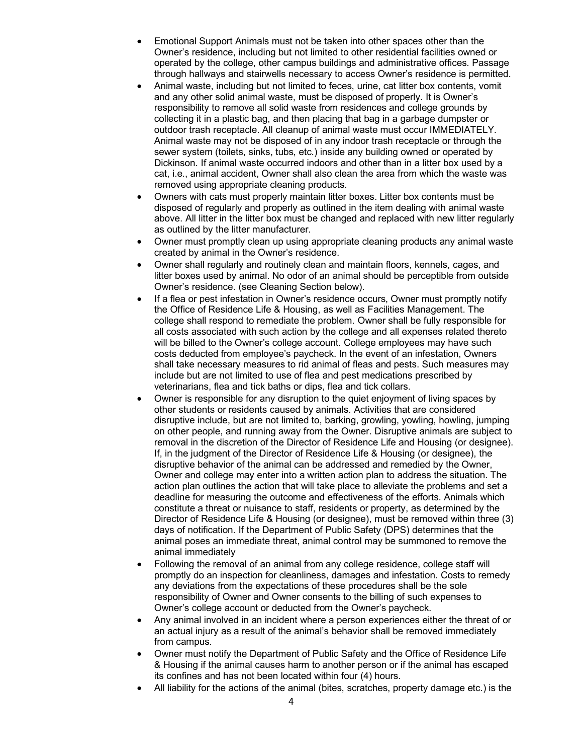- Emotional Support Animals must not be taken into other spaces other than the Owner's residence, including but not limited to other residential facilities owned or operated by the college, other campus buildings and administrative offices. Passage through hallways and stairwells necessary to access Owner's residence is permitted.
- Animal waste, including but not limited to feces, urine, cat litter box contents, vomit and any other solid animal waste, must be disposed of properly. It is Owner's responsibility to remove all solid waste from residences and college grounds by collecting it in a plastic bag, and then placing that bag in a garbage dumpster or outdoor trash receptacle. All cleanup of animal waste must occur IMMEDIATELY. Animal waste may not be disposed of in any indoor trash receptacle or through the sewer system (toilets, sinks, tubs, etc.) inside any building owned or operated by Dickinson. If animal waste occurred indoors and other than in a litter box used by a cat, i.e., animal accident, Owner shall also clean the area from which the waste was removed using appropriate cleaning products.
- Owners with cats must properly maintain litter boxes. Litter box contents must be disposed of regularly and properly as outlined in the item dealing with animal waste above. All litter in the litter box must be changed and replaced with new litter regularly as outlined by the litter manufacturer.
- Owner must promptly clean up using appropriate cleaning products any animal waste created by animal in the Owner's residence.
- Owner shall regularly and routinely clean and maintain floors, kennels, cages, and litter boxes used by animal. No odor of an animal should be perceptible from outside Owner's residence. (see Cleaning Section below).
- If a flea or pest infestation in Owner's residence occurs, Owner must promptly notify the Office of Residence Life & Housing, as well as Facilities Management. The college shall respond to remediate the problem. Owner shall be fully responsible for all costs associated with such action by the college and all expenses related thereto will be billed to the Owner's college account. College employees may have such costs deducted from employee's paycheck. In the event of an infestation, Owners shall take necessary measures to rid animal of fleas and pests. Such measures may include but are not limited to use of flea and pest medications prescribed by veterinarians, flea and tick baths or dips, flea and tick collars.
- Owner is responsible for any disruption to the quiet enjoyment of living spaces by other students or residents caused by animals. Activities that are considered disruptive include, but are not limited to, barking, growling, yowling, howling, jumping on other people, and running away from the Owner. Disruptive animals are subject to removal in the discretion of the Director of Residence Life and Housing (or designee). If, in the judgment of the Director of Residence Life & Housing (or designee), the disruptive behavior of the animal can be addressed and remedied by the Owner, Owner and college may enter into a written action plan to address the situation. The action plan outlines the action that will take place to alleviate the problems and set a deadline for measuring the outcome and effectiveness of the efforts. Animals which constitute a threat or nuisance to staff, residents or property, as determined by the Director of Residence Life & Housing (or designee), must be removed within three (3) days of notification. If the Department of Public Safety (DPS) determines that the animal poses an immediate threat, animal control may be summoned to remove the animal immediately
- Following the removal of an animal from any college residence, college staff will promptly do an inspection for cleanliness, damages and infestation. Costs to remedy any deviations from the expectations of these procedures shall be the sole responsibility of Owner and Owner consents to the billing of such expenses to Owner's college account or deducted from the Owner's paycheck.
- Any animal involved in an incident where a person experiences either the threat of or an actual injury as a result of the animal's behavior shall be removed immediately from campus.
- Owner must notify the Department of Public Safety and the Office of Residence Life & Housing if the animal causes harm to another person or if the animal has escaped its confines and has not been located within four (4) hours.
- All liability for the actions of the animal (bites, scratches, property damage etc.) is the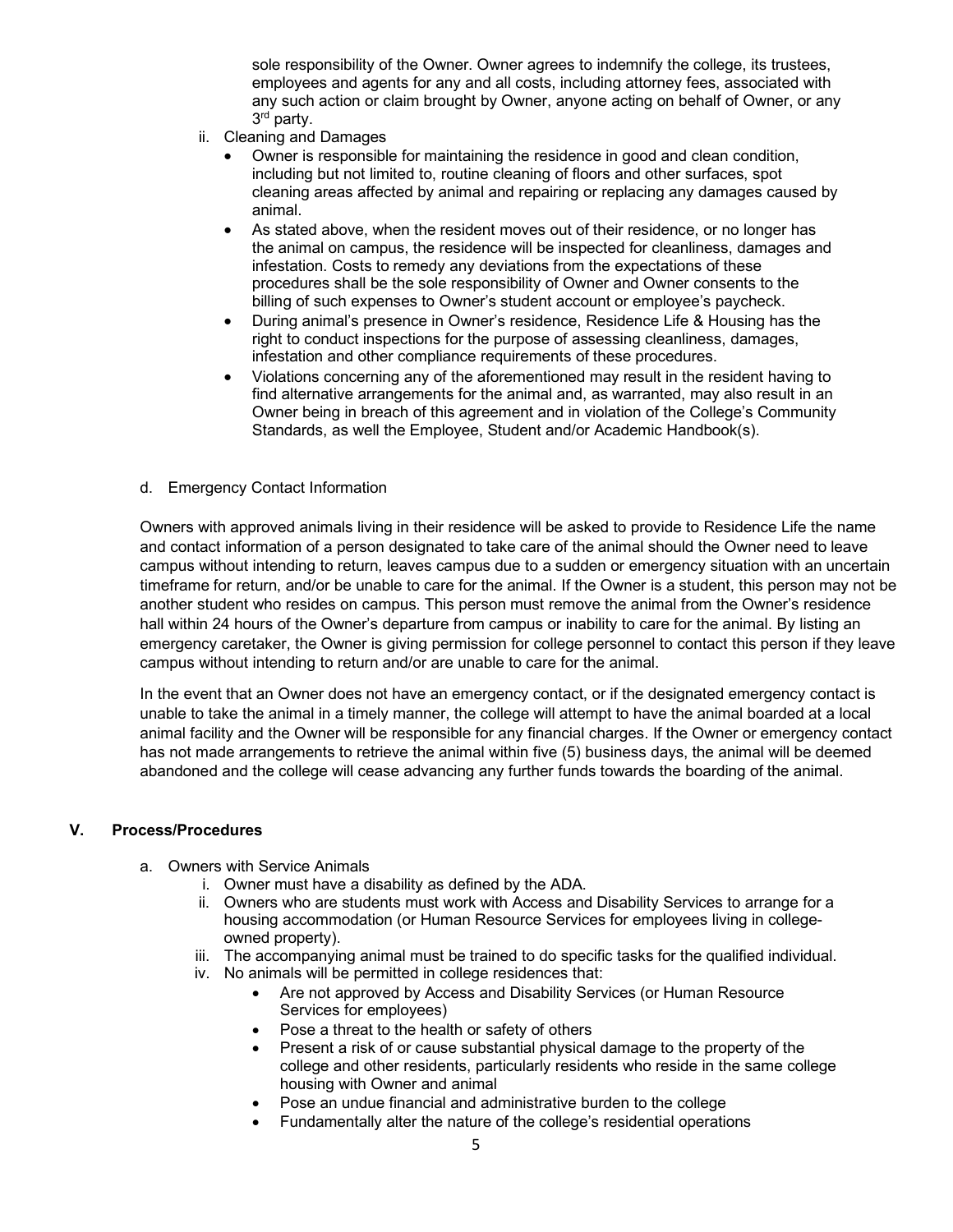sole responsibility of the Owner. Owner agrees to indemnify the college, its trustees, employees and agents for any and all costs, including attorney fees, associated with any such action or claim brought by Owner, anyone acting on behalf of Owner, or any 3rd party.

ii. Cleaning and Damages

- Owner is responsible for maintaining the residence in good and clean condition, including but not limited to, routine cleaning of floors and other surfaces, spot cleaning areas affected by animal and repairing or replacing any damages caused by animal.
- As stated above, when the resident moves out of their residence, or no longer has the animal on campus, the residence will be inspected for cleanliness, damages and infestation. Costs to remedy any deviations from the expectations of these procedures shall be the sole responsibility of Owner and Owner consents to the billing of such expenses to Owner's student account or employee's paycheck.
- During animal's presence in Owner's residence, Residence Life & Housing has the right to conduct inspections for the purpose of assessing cleanliness, damages, infestation and other compliance requirements of these procedures.
- Violations concerning any of the aforementioned may result in the resident having to find alternative arrangements for the animal and, as warranted, may also result in an Owner being in breach of this agreement and in violation of the College's Community Standards, as well the Employee, Student and/or Academic Handbook(s).

d. Emergency Contact Information

Owners with approved animals living in their residence will be asked to provide to Residence Life the name and contact information of a person designated to take care of the animal should the Owner need to leave campus without intending to return, leaves campus due to a sudden or emergency situation with an uncertain timeframe for return, and/or be unable to care for the animal. If the Owner is a student, this person may not be another student who resides on campus. This person must remove the animal from the Owner's residence hall within 24 hours of the Owner's departure from campus or inability to care for the animal. By listing an emergency caretaker, the Owner is giving permission for college personnel to contact this person if they leave campus without intending to return and/or are unable to care for the animal.

In the event that an Owner does not have an emergency contact, or if the designated emergency contact is unable to take the animal in a timely manner, the college will attempt to have the animal boarded at a local animal facility and the Owner will be responsible for any financial charges. If the Owner or emergency contact has not made arrangements to retrieve the animal within five (5) business days, the animal will be deemed abandoned and the college will cease advancing any further funds towards the boarding of the animal.

## V. Process/Procedures

a. Owners with Service Animals

i. Owner must have a disability as defined by the ADA.

ii. Owners who are students must work with Access and Disability Services to arrange for a housing accommodation (or Human Resource Services for employees living in college-owned property).

iii. The accompanying animal must be trained to do specific tasks for the qualified individual.

iv. No animals will be permitted in college residences that:

- Are not approved by Access and Disability Services (or Human Resource Services for employees)
- Pose a threat to the health or safety of others
- Present a risk of or cause substantial physical damage to the property of the college and other residents, particularly residents who reside in the same college housing with Owner and animal
- Pose an undue financial and administrative burden to the college
- Fundamentally alter the nature of the college's residential operations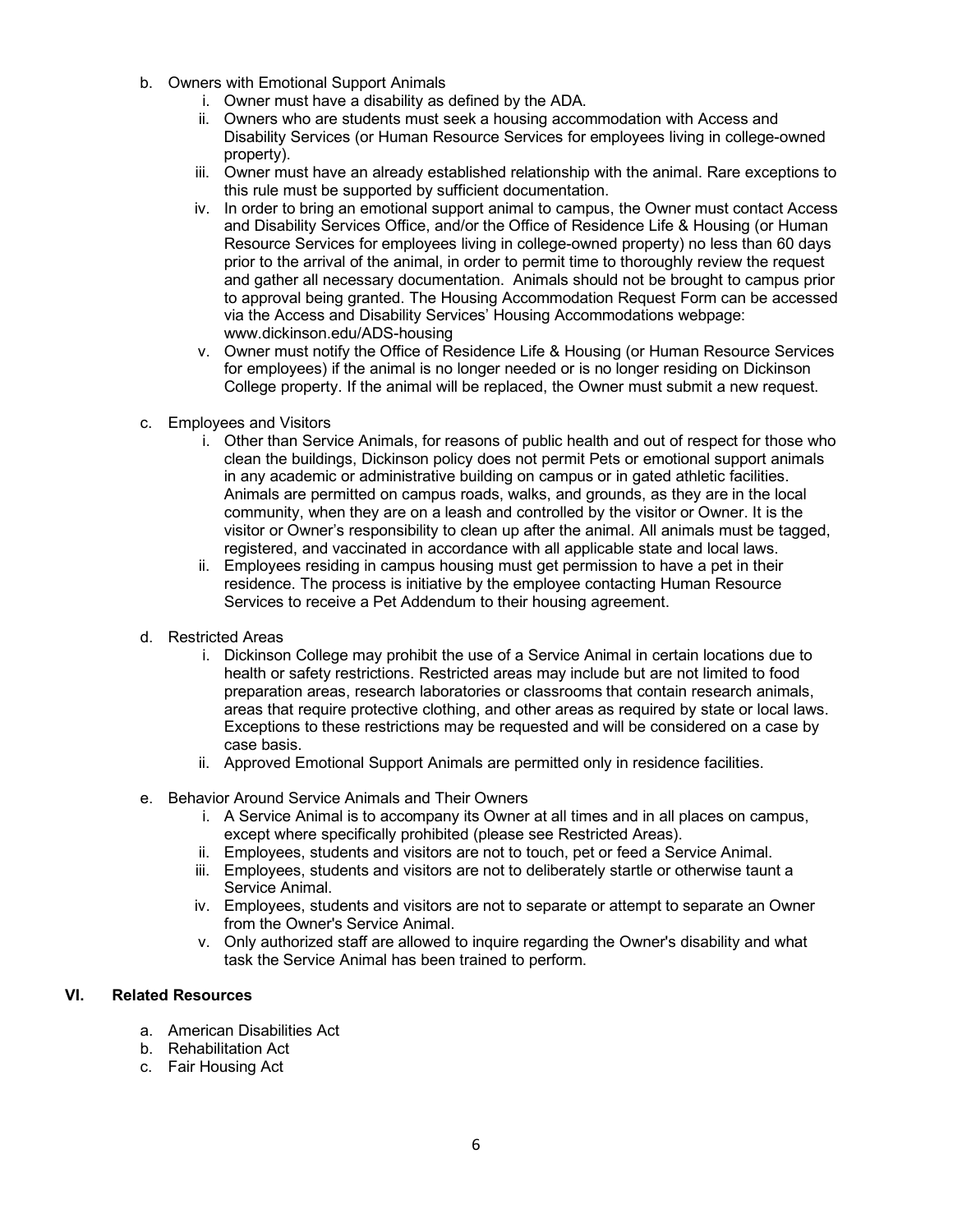b. Owners with Emotional Support Animals
    i. Owner must have a disability as defined by the ADA.
    ii. Owners who are students must seek a housing accommodation with Access and Disability Services (or Human Resource Services for employees living in college-owned property).
    iii. Owner must have an already established relationship with the animal. Rare exceptions to this rule must be supported by sufficient documentation.
    iv. In order to bring an emotional support animal to campus, the Owner must contact Access and Disability Services Office, and/or the Office of Residence Life & Housing (or Human Resource Services for employees living in college-owned property) no less than 60 days prior to the arrival of the animal, in order to permit time to thoroughly review the request and gather all necessary documentation. Animals should not be brought to campus prior to approval being granted. The Housing Accommodation Request Form can be accessed via the Access and Disability Services' Housing Accommodations webpage: www.dickinson.edu/ADS-housing
    v. Owner must notify the Office of Residence Life & Housing (or Human Resource Services for employees) if the animal is no longer needed or is no longer residing on Dickinson College property. If the animal will be replaced, the Owner must submit a new request.

c. Employees and Visitors
    i. Other than Service Animals, for reasons of public health and out of respect for those who clean the buildings, Dickinson policy does not permit Pets or emotional support animals in any academic or administrative building on campus or in gated athletic facilities. Animals are permitted on campus roads, walks, and grounds, as they are in the local community, when they are on a leash and controlled by the visitor or Owner. It is the visitor or Owner's responsibility to clean up after the animal. All animals must be tagged, registered, and vaccinated in accordance with all applicable state and local laws.
    ii. Employees residing in campus housing must get permission to have a pet in their residence. The process is initiative by the employee contacting Human Resource Services to receive a Pet Addendum to their housing agreement.

d. Restricted Areas
    i. Dickinson College may prohibit the use of a Service Animal in certain locations due to health or safety restrictions. Restricted areas may include but are not limited to food preparation areas, research laboratories or classrooms that contain research animals, areas that require protective clothing, and other areas as required by state or local laws. Exceptions to these restrictions may be requested and will be considered on a case by case basis.
    ii. Approved Emotional Support Animals are permitted only in residence facilities.

e. Behavior Around Service Animals and Their Owners
    i. A Service Animal is to accompany its Owner at all times and in all places on campus, except where specifically prohibited (please see Restricted Areas).
    ii. Employees, students and visitors are not to touch, pet or feed a Service Animal.
    iii. Employees, students and visitors are not to deliberately startle or otherwise taunt a Service Animal.
    iv. Employees, students and visitors are not to separate or attempt to separate an Owner from the Owner's Service Animal.
    v. Only authorized staff are allowed to inquire regarding the Owner's disability and what task the Service Animal has been trained to perform.

## VI. Related Resources

a. American Disabilities Act
b. Rehabilitation Act
c. Fair Housing Act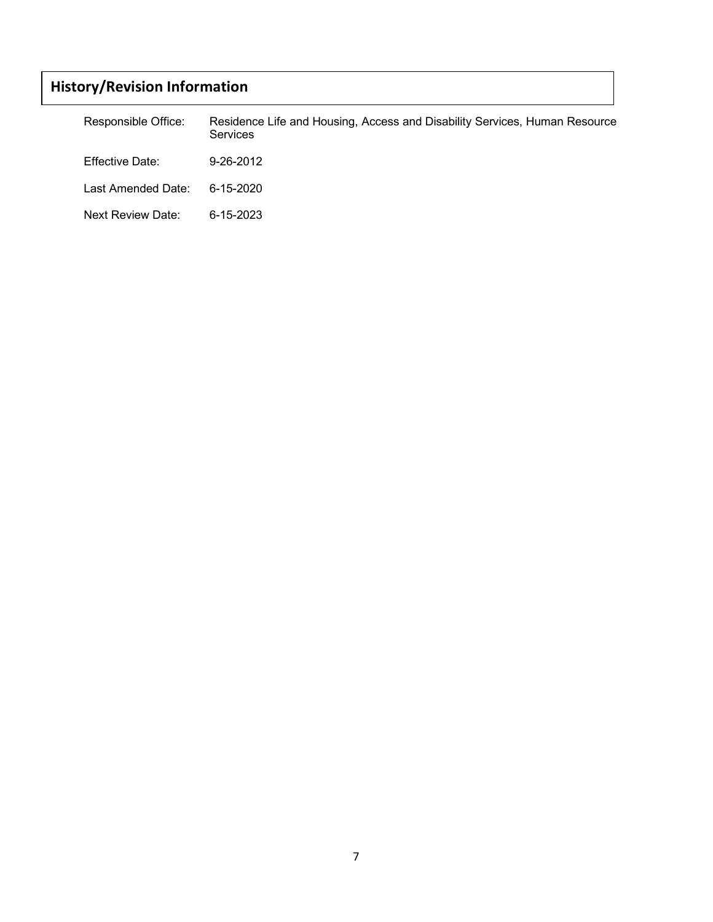## History/Revision Information

| | |
|---|---|
| Responsible Office: | Residence Life and Housing, Access and Disability Services, Human Resource Services |
| Effective Date: | 9-26-2012 |
| Last Amended Date: | 6-15-2020 |
| Next Review Date: | 6-15-2023 |